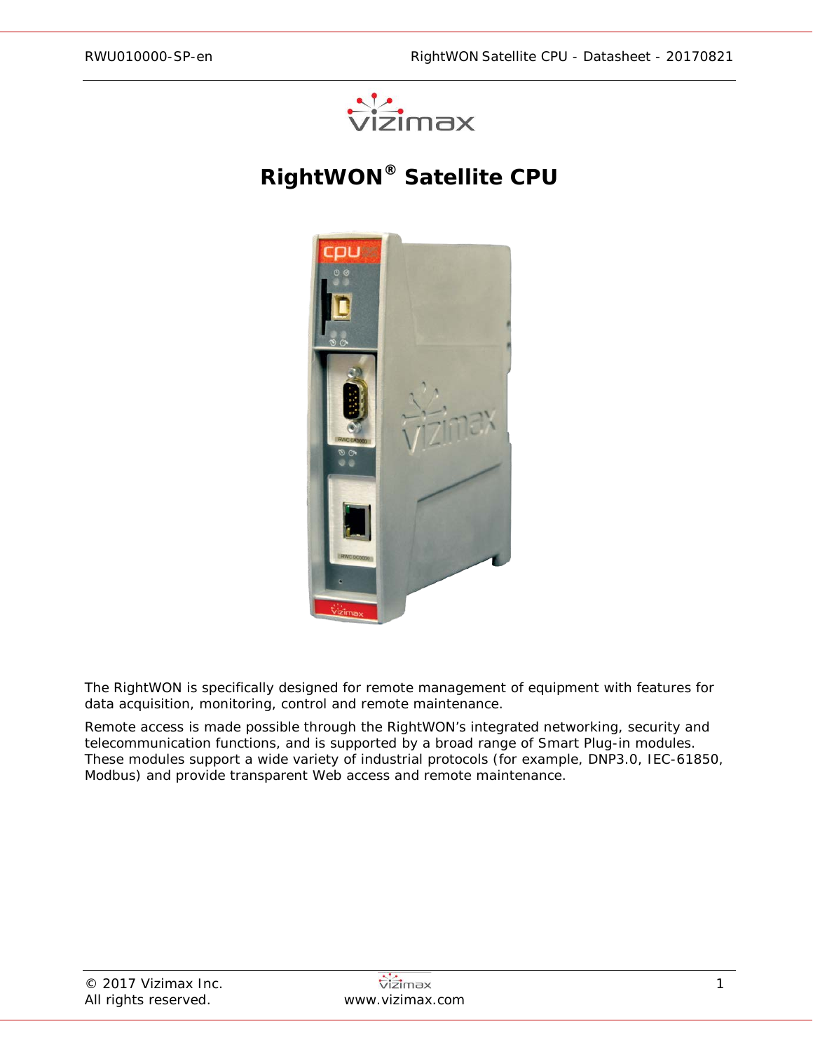# RightWON® Satellite CPU

The RightWON is specifically designed for remote management of equipment with features for data acquisition, monitoring, control and remote maintenance.

Remote access is made possible through the RightWON's integrated networking, security and telecommunication functions, and is supported by a broad range of Smart Plug-in modules. These modules support a wide variety of industrial protocols (for example, DNP3.0, IEC-61850, Modbus) and provide transparent Web access and remote maintenance.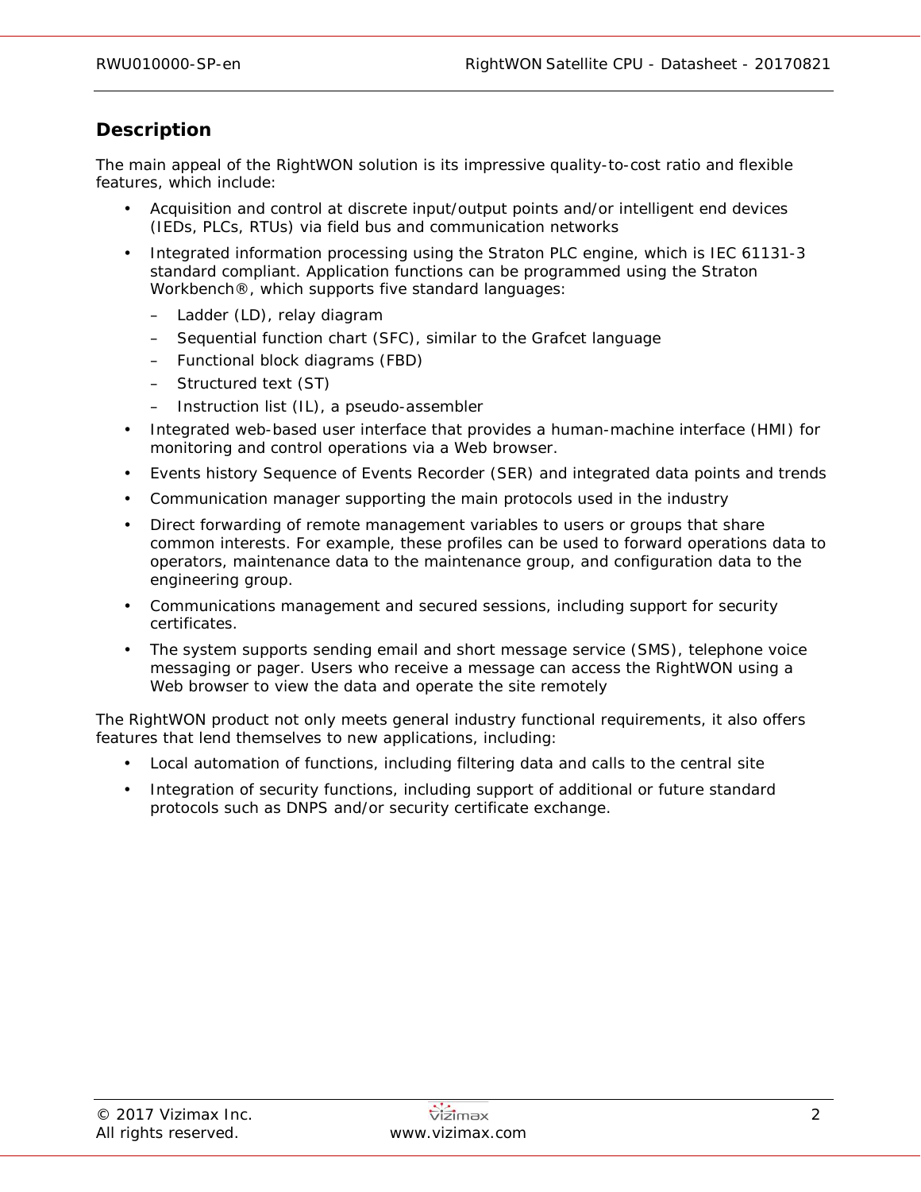## Description

The main appeal of the RightWON solution is its impressive quality-to-cost ratio and flexible features, which include:

- Acquisition and control at discrete input/output points and/or intelligent end devices (IEDs, PLCs, RTUs) via field bus and communication networks
- Integrated information processing using the Straton PLC engine, which is IEC 61131-3 standard compliant. Application functions can be programmed using the Straton Workbench®, which supports five standard languages:
  - Ladder (LD), relay diagram
  - Sequential function chart (SFC), similar to the Grafcet language
  - Functional block diagrams (FBD)
  - Structured text (ST)
  - Instruction list (IL), a pseudo-assembler
- Integrated web-based user interface that provides a human-machine interface (HMI) for monitoring and control operations via a Web browser.
- Events history Sequence of Events Recorder (SER) and integrated data points and trends
- Communication manager supporting the main protocols used in the industry
- Direct forwarding of remote management variables to users or groups that share common interests. For example, these profiles can be used to forward operations data to operators, maintenance data to the maintenance group, and configuration data to the engineering group.
- Communications management and secured sessions, including support for security certificates.
- The system supports sending email and short message service (SMS), telephone voice messaging or pager. Users who receive a message can access the RightWON using a Web browser to view the data and operate the site remotely

The RightWON product not only meets general industry functional requirements, it also offers features that lend themselves to new applications, including:

- Local automation of functions, including filtering data and calls to the central site
- Integration of security functions, including support of additional or future standard protocols such as DNPS and/or security certificate exchange.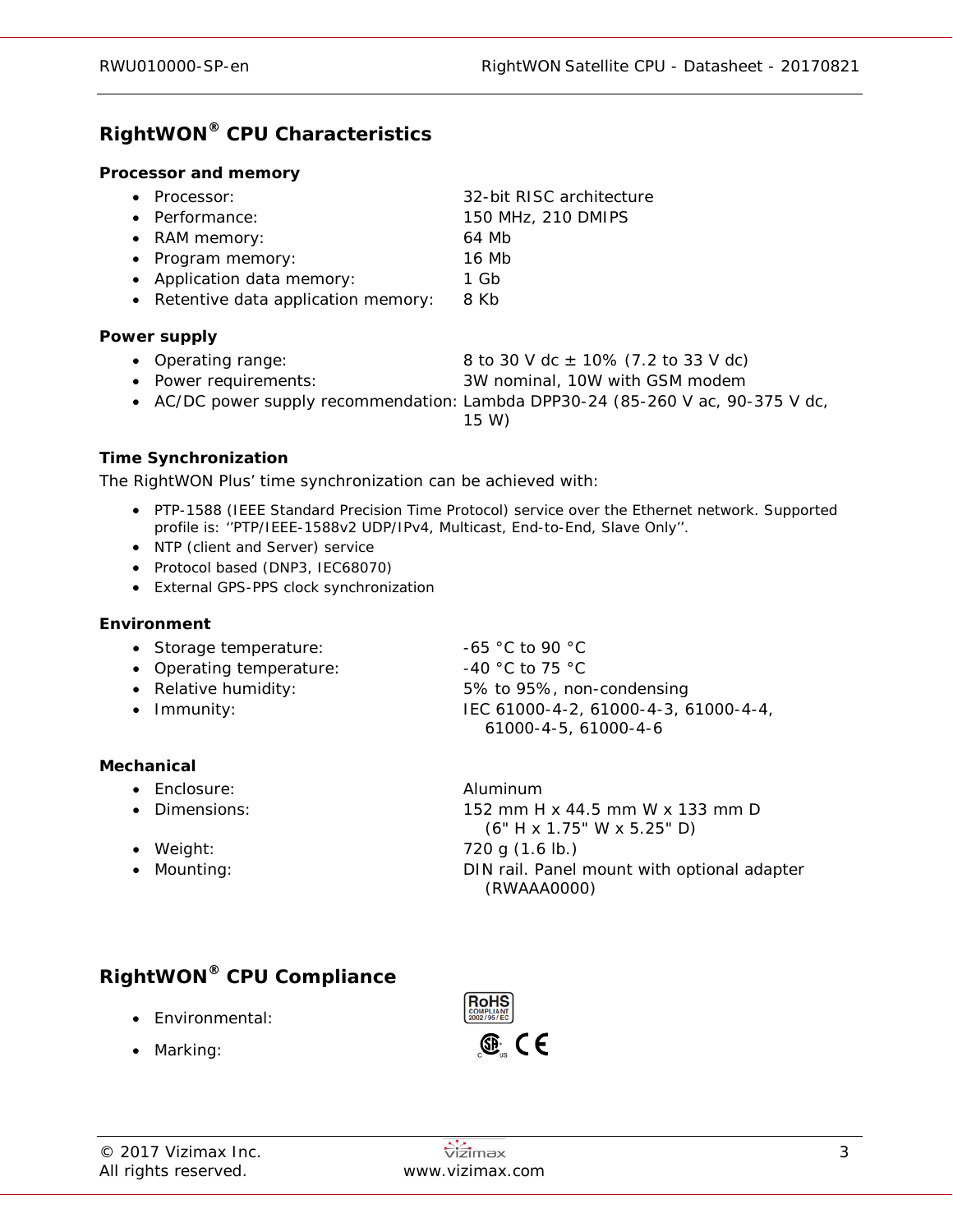## RightWON® CPU Characteristics

**Processor and memory**

- Processor: 32-bit RISC architecture
- Performance: 150 MHz, 210 DMIPS
- RAM memory: 64 Mb
- Program memory: 16 Mb
- Application data memory: 1 Gb
- Retentive data application memory: 8 Kb

**Power supply**

- Operating range: 8 to 30 V dc ± 10% (7.2 to 33 V dc)
- Power requirements: 3W nominal, 10W with GSM modem
- AC/DC power supply recommendation: Lambda DPP30-24 (85-260 V ac, 90-375 V dc, 15 W)

**Time Synchronization**

The RightWON Plus' time synchronization can be achieved with:

- PTP-1588 (IEEE Standard Precision Time Protocol) service over the Ethernet network. Supported profile is: ''PTP/IEEE-1588v2 UDP/IPv4, Multicast, End-to-End, Slave Only''.
- NTP (client and Server) service
- Protocol based (DNP3, IEC68070)
- External GPS-PPS clock synchronization

**Environment**

- Storage temperature: -65 °C to 90 °C
- Operating temperature: -40 °C to 75 °C
- Relative humidity: 5% to 95%, non-condensing
- Immunity: IEC 61000-4-2, 61000-4-3, 61000-4-4, 61000-4-5, 61000-4-6

**Mechanical**

- Enclosure: Aluminum
- Dimensions: 152 mm H x 44.5 mm W x 133 mm D (6" H x 1.75" W x 5.25" D)
- Weight: 720 g (1.6 lb.)
- Mounting: DIN rail. Panel mount with optional adapter (RWAAA0000)

## RightWON® CPU Compliance

- Environmental: RoHS COMPLIANT 2002/95/EC
- Marking: CSA C US, CE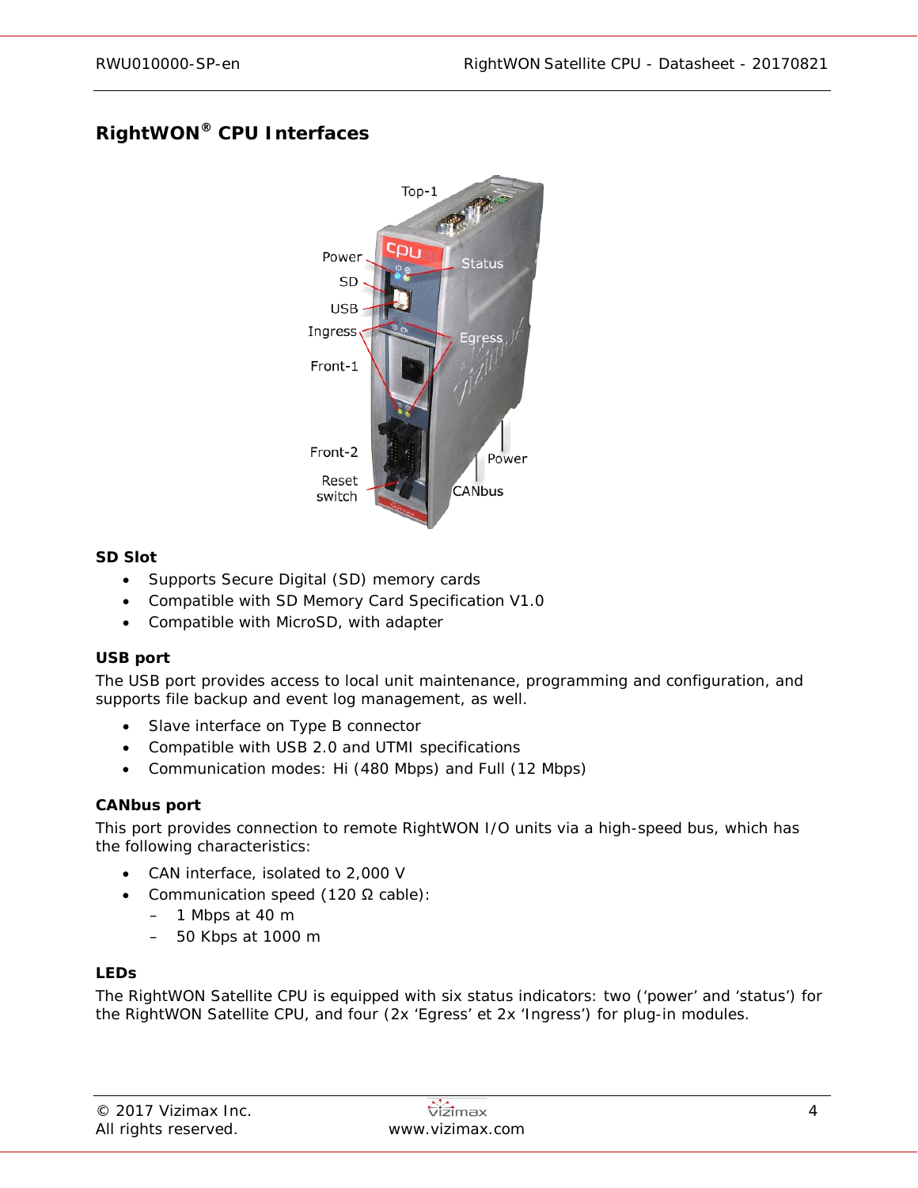## RightWON® CPU Interfaces

### SD Slot

- Supports Secure Digital (SD) memory cards
- Compatible with SD Memory Card Specification V1.0
- Compatible with MicroSD, with adapter

### USB port

The USB port provides access to local unit maintenance, programming and configuration, and supports file backup and event log management, as well.

- Slave interface on Type B connector
- Compatible with USB 2.0 and UTMI specifications
- Communication modes: Hi (480 Mbps) and Full (12 Mbps)

### CANbus port

This port provides connection to remote RightWON I/O units via a high-speed bus, which has the following characteristics:

- CAN interface, isolated to 2,000 V
- Communication speed (120 Ω cable):
  - 1 Mbps at 40 m
  - 50 Kbps at 1000 m

### LEDs

The RightWON Satellite CPU is equipped with six status indicators: two ('power' and 'status') for the RightWON Satellite CPU, and four (2x 'Egress' et 2x 'Ingress') for plug-in modules.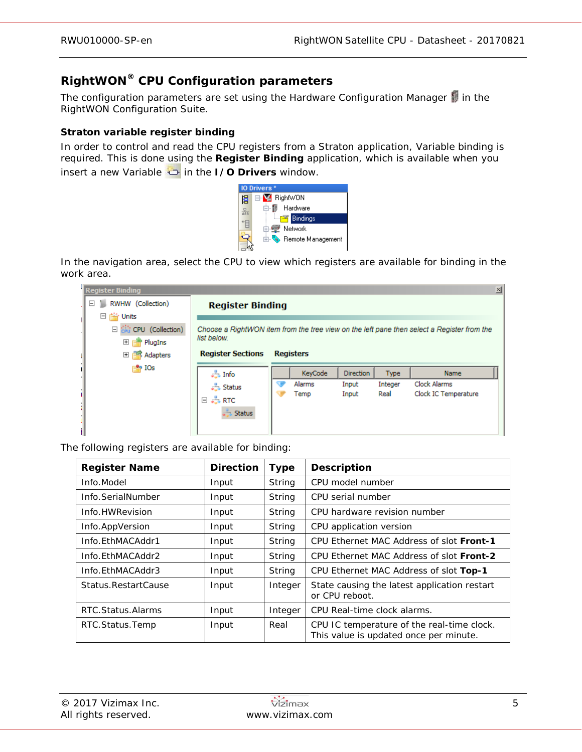## RightWON® CPU Configuration parameters

The configuration parameters are set using the Hardware Configuration Manager in the RightWON Configuration Suite.

### Straton variable register binding

In order to control and read the CPU registers from a Straton application, Variable binding is required. This is done using the **Register Binding** application, which is available when you insert a new Variable in the **I/O Drivers** window.

In the navigation area, select the CPU to view which registers are available for binding in the work area.

The following registers are available for binding:

| Register Name | Direction | Type | Description |
| --- | --- | --- | --- |
| Info.Model | Input | String | CPU model number |
| Info.SerialNumber | Input | String | CPU serial number |
| Info.HWRevision | Input | String | CPU hardware revision number |
| Info.AppVersion | Input | String | CPU application version |
| Info.EthMACAddr1 | Input | String | CPU Ethernet MAC Address of slot **Front-1** |
| Info.EthMACAddr2 | Input | String | CPU Ethernet MAC Address of slot **Front-2** |
| Info.EthMACAddr3 | Input | String | CPU Ethernet MAC Address of slot **Top-1** |
| Status.RestartCause | Input | Integer | State causing the latest application restart or CPU reboot. |
| RTC.Status.Alarms | Input | Integer | CPU Real-time clock alarms. |
| RTC.Status.Temp | Input | Real | CPU IC temperature of the real-time clock. This value is updated once per minute. |

© 2017 Vizimax Inc.
All rights reserved.

www.vizimax.com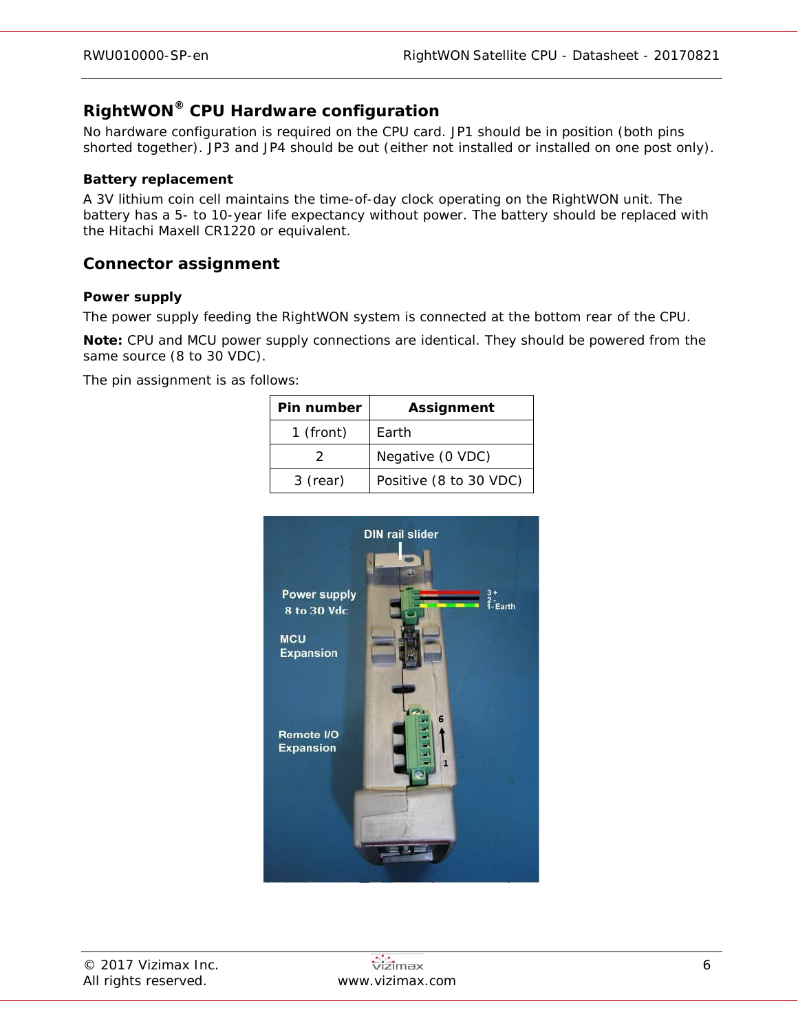## RightWON® CPU Hardware configuration

No hardware configuration is required on the CPU card. JP1 should be in position (both pins shorted together). JP3 and JP4 should be out (either not installed or installed on one post only).

**Battery replacement**

A 3V lithium coin cell maintains the time-of-day clock operating on the RightWON unit. The battery has a 5- to 10-year life expectancy without power. The battery should be replaced with the Hitachi Maxell CR1220 or equivalent.

## Connector assignment

**Power supply**

The power supply feeding the RightWON system is connected at the bottom rear of the CPU.

**Note:** CPU and MCU power supply connections are identical. They should be powered from the same source (8 to 30 VDC).

The pin assignment is as follows:

| Pin number | Assignment |
|---|---|
| 1 (front) | Earth |
| 2 | Negative (0 VDC) |
| 3 (rear) | Positive (8 to 30 VDC) |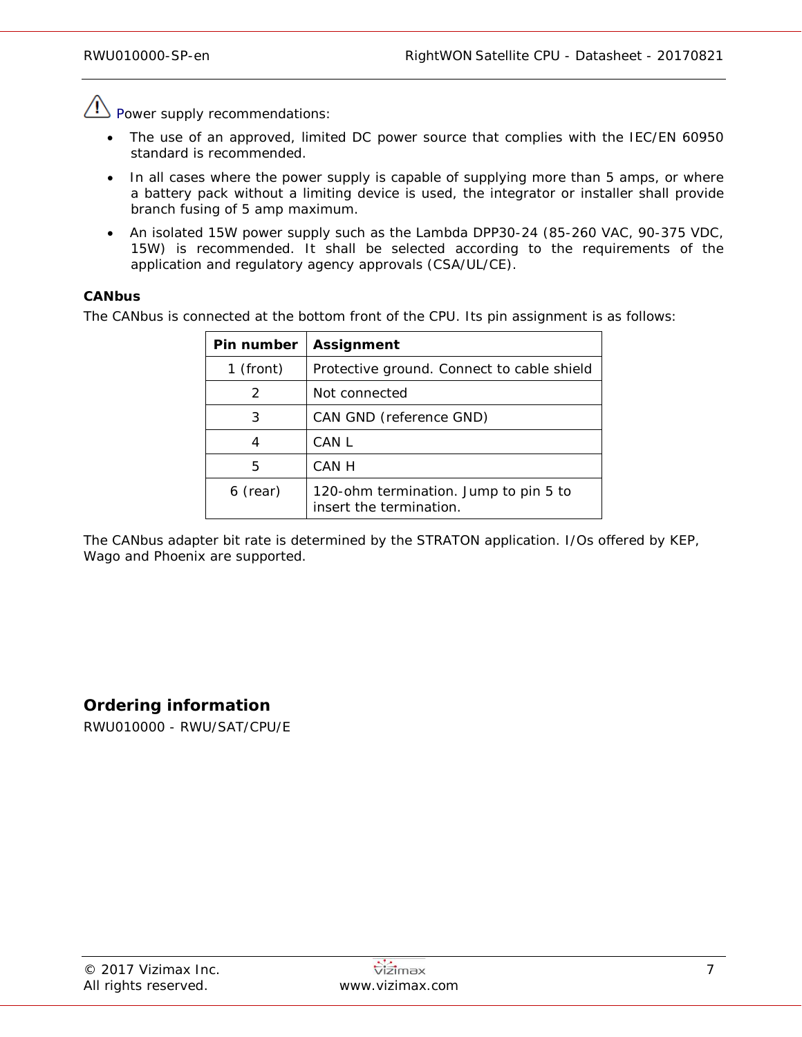⚠ Power supply recommendations:

- The use of an approved, limited DC power source that complies with the IEC/EN 60950 standard is recommended.
- In all cases where the power supply is capable of supplying more than 5 amps, or where a battery pack without a limiting device is used, the integrator or installer shall provide branch fusing of 5 amp maximum.
- An isolated 15W power supply such as the Lambda DPP30-24 (85-260 VAC, 90-375 VDC, 15W) is recommended. It shall be selected according to the requirements of the application and regulatory agency approvals (CSA/UL/CE).

**CANbus**

The CANbus is connected at the bottom front of the CPU. Its pin assignment is as follows:

| Pin number | Assignment |
|---|---|
| 1 (front) | Protective ground. Connect to cable shield |
| 2 | Not connected |
| 3 | CAN GND (reference GND) |
| 4 | CAN L |
| 5 | CAN H |
| 6 (rear) | 120-ohm termination. Jump to pin 5 to insert the termination. |

The CANbus adapter bit rate is determined by the STRATON application. I/Os offered by KEP, Wago and Phoenix are supported.

## Ordering information

RWU010000 - RWU/SAT/CPU/E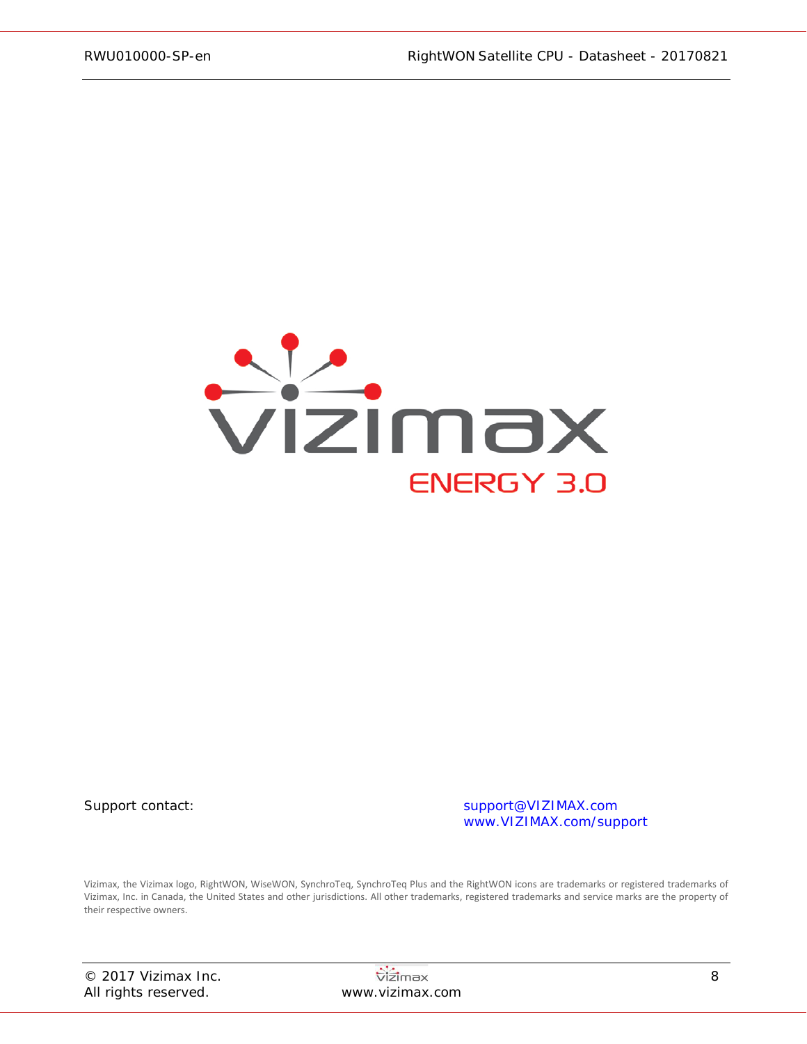vizimax

ENERGY 3.0

Support contact: support@VIZIMAX.com
www.VIZIMAX.com/support

Vizimax, the Vizimax logo, RightWON, WiseWON, SynchroTeq, SynchroTeq Plus and the RightWON icons are trademarks or registered trademarks of Vizimax, Inc. in Canada, the United States and other jurisdictions. All other trademarks, registered trademarks and service marks are the property of their respective owners.